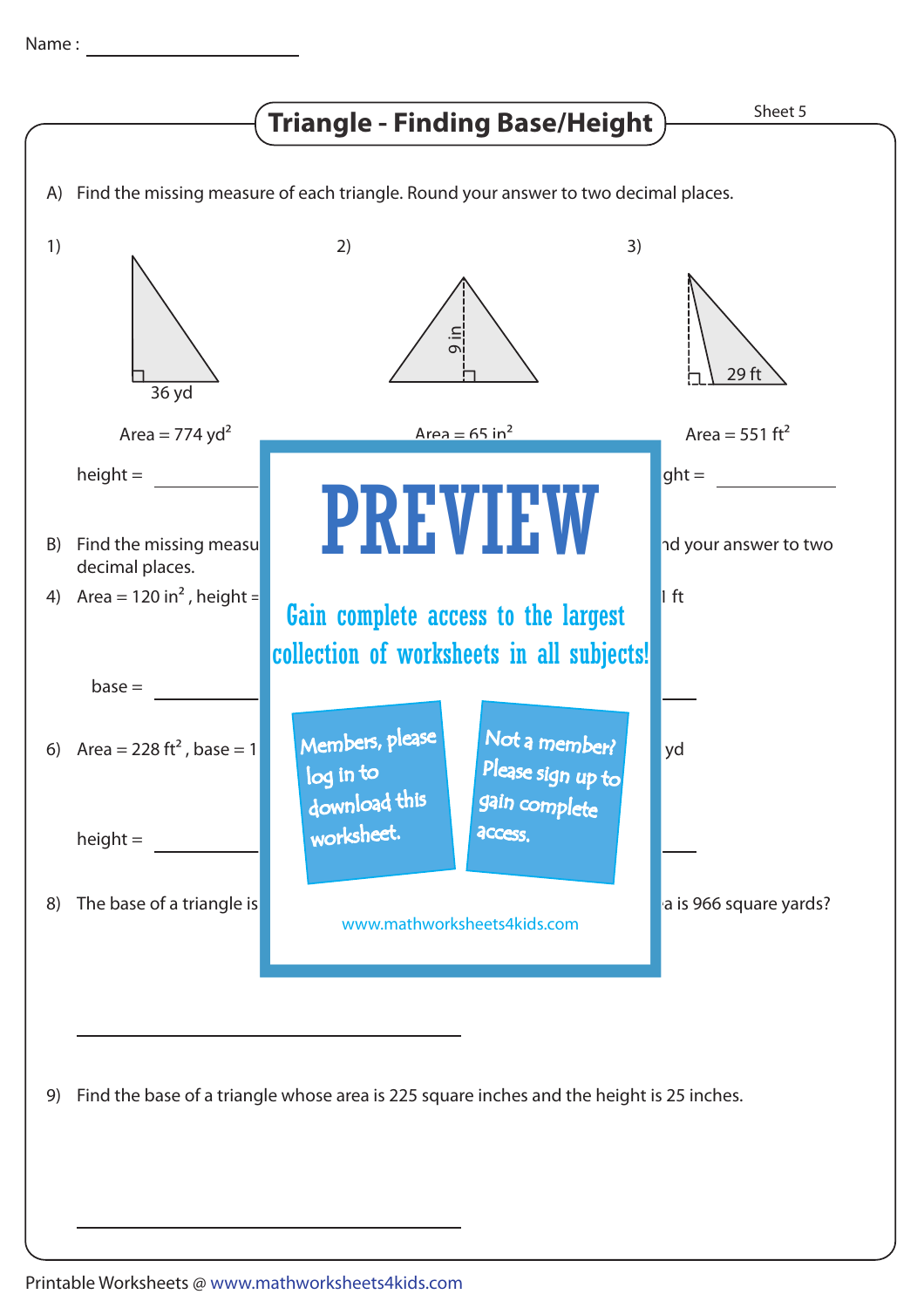Name : ____________________

# Triangle - Finding Base/Height

Sheet 5

A) Find the missing measure of each triangle. Round your answer to two decimal places.

1) 36 yd

Area = 774 $yd^2$

height = __________

2) 9 in

Area = 65 $in^2$

3) 29 ft

Area = 551 $ft^2$

ght = __________

PREVIEW

Gain complete access to the largest collection of worksheets in all subjects!

Members, please log in to download this worksheet.

Not a member? Please sign up to gain complete access.

www.mathworksheets4kids.com

B) Find the missing measu ... nd your answer to two decimal places.

4) Area = 120 $in^2$, height = ... l ft

base = __________

6) Area = 228 $ft^2$, base = 1 ... yd

height = __________

8) The base of a triangle is ... a is 966 square yards?

__________________________________________

9) Find the base of a triangle whose area is 225 square inches and the height is 25 inches.

__________________________________________

Printable Worksheets @ www.mathworksheets4kids.com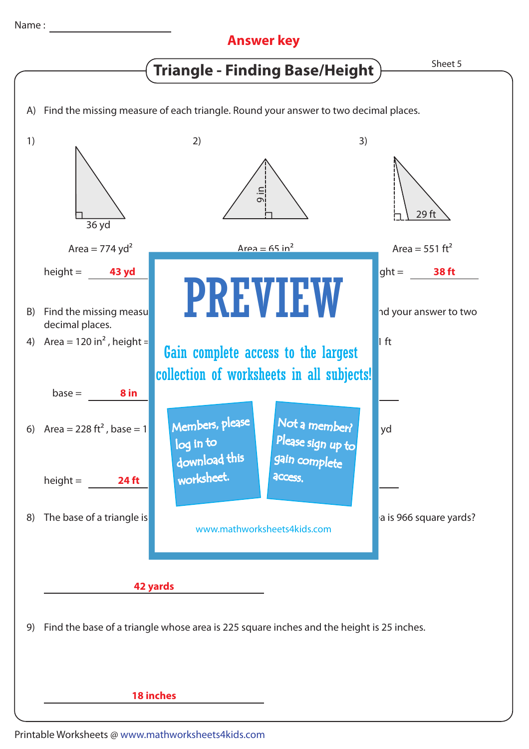Name : ____________________

**Answer key**

# Triangle - Finding Base/Height

Sheet 5

A) Find the missing measure of each triangle. Round your answer to two decimal places.

1)

36 yd

Area = 774 yd$^2$

height = **43 yd**

2)

9 in

Area = 65 in$^2$

3)

29 ft

Area = 551 ft$^2$

ght = **38 ft**

B) Find the missing measu ... nd your answer to two decimal places.

4) Area = 120 in$^2$ , height = ... l ft

base = **8 in**

6) Area = 228 ft$^2$ , base = 1 ... yd

height = **24 ft**

**PREVIEW**

Gain complete access to the largest collection of worksheets in all subjects!

Members, please log in to download this worksheet.

Not a member? Please sign up to gain complete access.

www.mathworksheets4kids.com

8) The base of a triangle is ... a is 966 square yards?

**42 yards**

9) Find the base of a triangle whose area is 225 square inches and the height is 25 inches.

**18 inches**

Printable Worksheets @ www.mathworksheets4kids.com